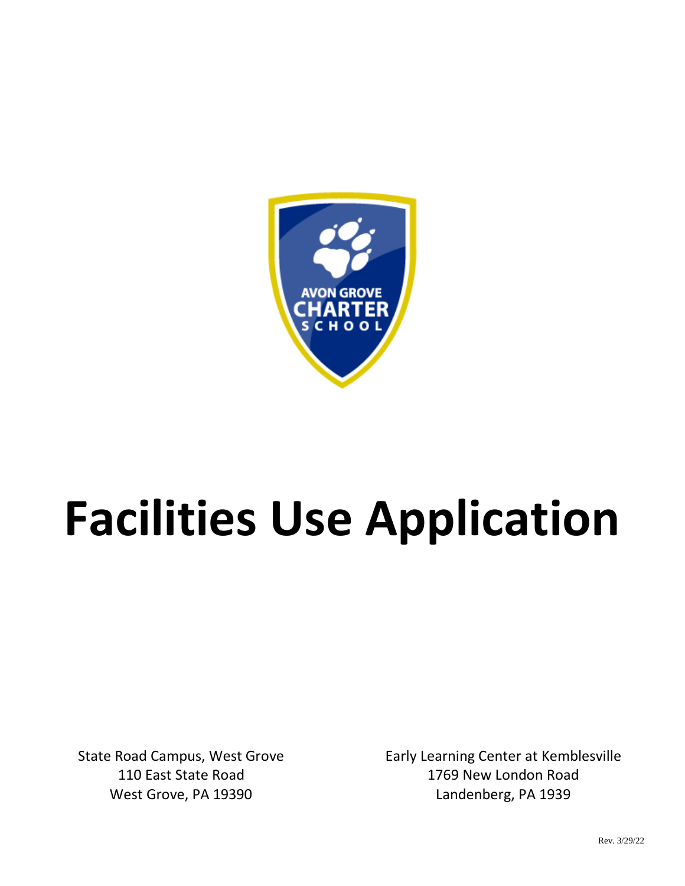AVON GROVE CHARTER SCHOOL

# Facilities Use Application

State Road Campus, West Grove
110 East State Road
West Grove, PA 19390

Early Learning Center at Kemblesville
1769 New London Road
Landenberg, PA 1939

Rev. 3/29/22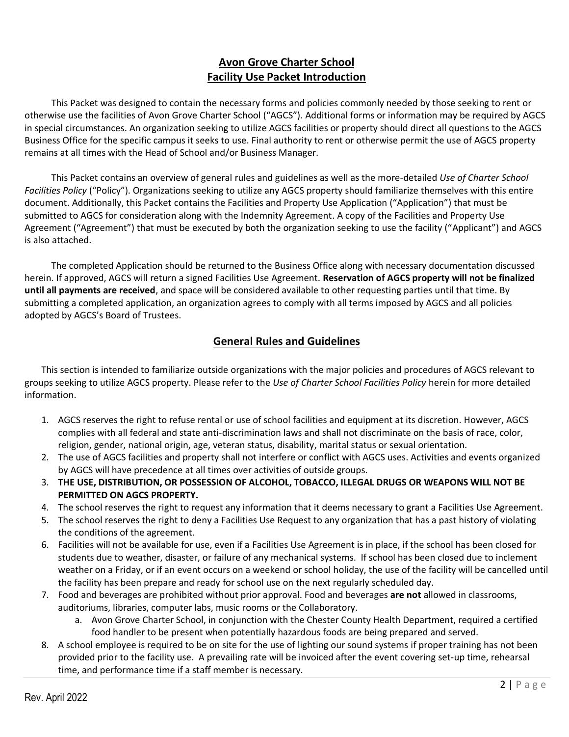# Avon Grove Charter School
## Facility Use Packet Introduction

This Packet was designed to contain the necessary forms and policies commonly needed by those seeking to rent or otherwise use the facilities of Avon Grove Charter School ("AGCS"). Additional forms or information may be required by AGCS in special circumstances. An organization seeking to utilize AGCS facilities or property should direct all questions to the AGCS Business Office for the specific campus it seeks to use. Final authority to rent or otherwise permit the use of AGCS property remains at all times with the Head of School and/or Business Manager.

This Packet contains an overview of general rules and guidelines as well as the more-detailed *Use of Charter School Facilities Policy* ("Policy"). Organizations seeking to utilize any AGCS property should familiarize themselves with this entire document. Additionally, this Packet contains the Facilities and Property Use Application ("Application") that must be submitted to AGCS for consideration along with the Indemnity Agreement. A copy of the Facilities and Property Use Agreement ("Agreement") that must be executed by both the organization seeking to use the facility ("Applicant") and AGCS is also attached.

The completed Application should be returned to the Business Office along with necessary documentation discussed herein. If approved, AGCS will return a signed Facilities Use Agreement. **Reservation of AGCS property will not be finalized until all payments are received**, and space will be considered available to other requesting parties until that time. By submitting a completed application, an organization agrees to comply with all terms imposed by AGCS and all policies adopted by AGCS's Board of Trustees.

## General Rules and Guidelines

This section is intended to familiarize outside organizations with the major policies and procedures of AGCS relevant to groups seeking to utilize AGCS property. Please refer to the *Use of Charter School Facilities Policy* herein for more detailed information.

1. AGCS reserves the right to refuse rental or use of school facilities and equipment at its discretion. However, AGCS complies with all federal and state anti-discrimination laws and shall not discriminate on the basis of race, color, religion, gender, national origin, age, veteran status, disability, marital status or sexual orientation.
2. The use of AGCS facilities and property shall not interfere or conflict with AGCS uses. Activities and events organized by AGCS will have precedence at all times over activities of outside groups.
3. **THE USE, DISTRIBUTION, OR POSSESSION OF ALCOHOL, TOBACCO, ILLEGAL DRUGS OR WEAPONS WILL NOT BE PERMITTED ON AGCS PROPERTY.**
4. The school reserves the right to request any information that it deems necessary to grant a Facilities Use Agreement.
5. The school reserves the right to deny a Facilities Use Request to any organization that has a past history of violating the conditions of the agreement.
6. Facilities will not be available for use, even if a Facilities Use Agreement is in place, if the school has been closed for students due to weather, disaster, or failure of any mechanical systems. If school has been closed due to inclement weather on a Friday, or if an event occurs on a weekend or school holiday, the use of the facility will be cancelled until the facility has been prepare and ready for school use on the next regularly scheduled day.
7. Food and beverages are prohibited without prior approval. Food and beverages **are not** allowed in classrooms, auditoriums, libraries, computer labs, music rooms or the Collaboratory.
   a. Avon Grove Charter School, in conjunction with the Chester County Health Department, required a certified food handler to be present when potentially hazardous foods are being prepared and served.
8. A school employee is required to be on site for the use of lighting our sound systems if proper training has not been provided prior to the facility use. A prevailing rate will be invoiced after the event covering set-up time, rehearsal time, and performance time if a staff member is necessary.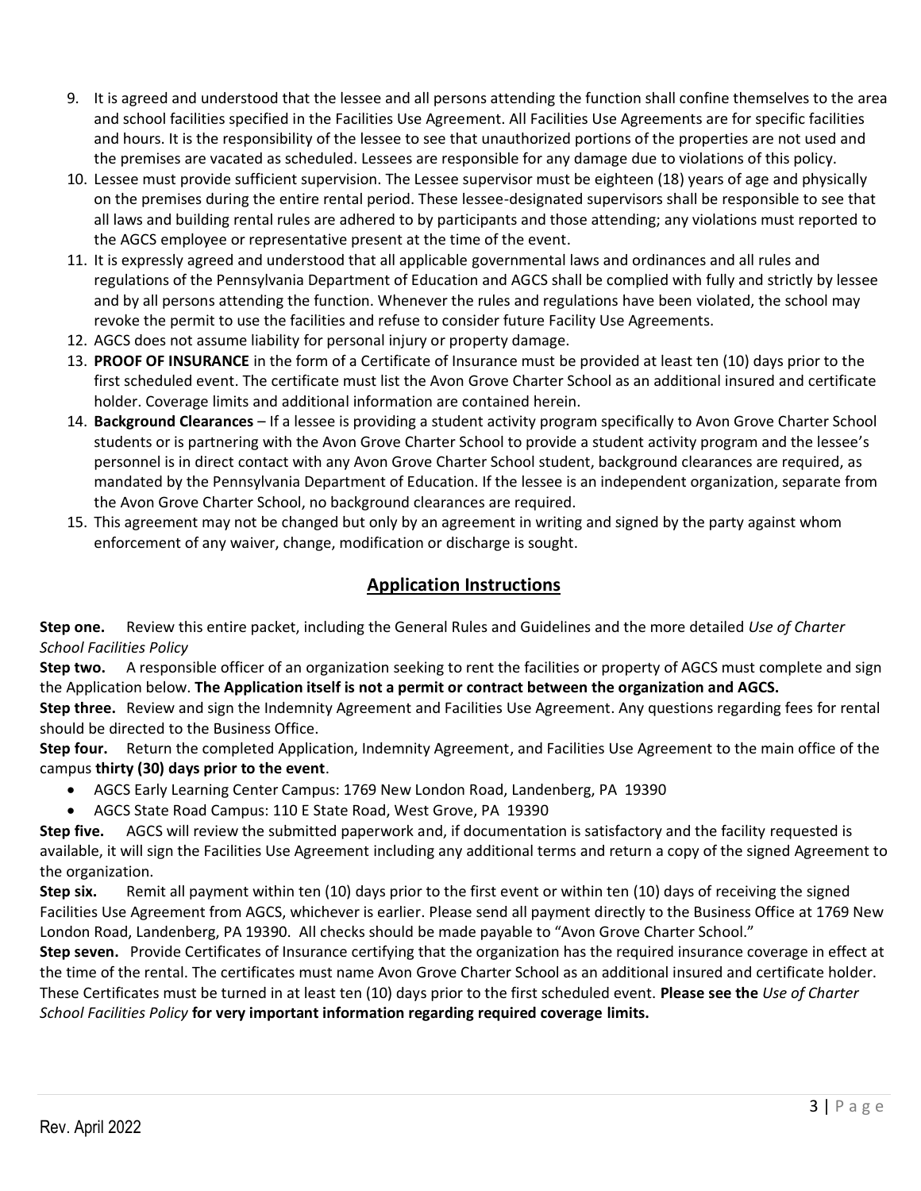9. It is agreed and understood that the lessee and all persons attending the function shall confine themselves to the area and school facilities specified in the Facilities Use Agreement. All Facilities Use Agreements are for specific facilities and hours. It is the responsibility of the lessee to see that unauthorized portions of the properties are not used and the premises are vacated as scheduled. Lessees are responsible for any damage due to violations of this policy.
10. Lessee must provide sufficient supervision. The Lessee supervisor must be eighteen (18) years of age and physically on the premises during the entire rental period. These lessee-designated supervisors shall be responsible to see that all laws and building rental rules are adhered to by participants and those attending; any violations must reported to the AGCS employee or representative present at the time of the event.
11. It is expressly agreed and understood that all applicable governmental laws and ordinances and all rules and regulations of the Pennsylvania Department of Education and AGCS shall be complied with fully and strictly by lessee and by all persons attending the function. Whenever the rules and regulations have been violated, the school may revoke the permit to use the facilities and refuse to consider future Facility Use Agreements.
12. AGCS does not assume liability for personal injury or property damage.
13. **PROOF OF INSURANCE** in the form of a Certificate of Insurance must be provided at least ten (10) days prior to the first scheduled event. The certificate must list the Avon Grove Charter School as an additional insured and certificate holder. Coverage limits and additional information are contained herein.
14. **Background Clearances** – If a lessee is providing a student activity program specifically to Avon Grove Charter School students or is partnering with the Avon Grove Charter School to provide a student activity program and the lessee's personnel is in direct contact with any Avon Grove Charter School student, background clearances are required, as mandated by the Pennsylvania Department of Education. If the lessee is an independent organization, separate from the Avon Grove Charter School, no background clearances are required.
15. This agreement may not be changed but only by an agreement in writing and signed by the party against whom enforcement of any waiver, change, modification or discharge is sought.

## Application Instructions

**Step one.** Review this entire packet, including the General Rules and Guidelines and the more detailed *Use of Charter School Facilities Policy*

**Step two.** A responsible officer of an organization seeking to rent the facilities or property of AGCS must complete and sign the Application below. **The Application itself is not a permit or contract between the organization and AGCS.**

**Step three.** Review and sign the Indemnity Agreement and Facilities Use Agreement. Any questions regarding fees for rental should be directed to the Business Office.

**Step four.** Return the completed Application, Indemnity Agreement, and Facilities Use Agreement to the main office of the campus **thirty (30) days prior to the event**.

- AGCS Early Learning Center Campus: 1769 New London Road, Landenberg, PA 19390
- AGCS State Road Campus: 110 E State Road, West Grove, PA 19390

**Step five.** AGCS will review the submitted paperwork and, if documentation is satisfactory and the facility requested is available, it will sign the Facilities Use Agreement including any additional terms and return a copy of the signed Agreement to the organization.

**Step six.** Remit all payment within ten (10) days prior to the first event or within ten (10) days of receiving the signed Facilities Use Agreement from AGCS, whichever is earlier. Please send all payment directly to the Business Office at 1769 New London Road, Landenberg, PA 19390. All checks should be made payable to "Avon Grove Charter School."

**Step seven.** Provide Certificates of Insurance certifying that the organization has the required insurance coverage in effect at the time of the rental. The certificates must name Avon Grove Charter School as an additional insured and certificate holder. These Certificates must be turned in at least ten (10) days prior to the first scheduled event. **Please see the** ***Use of Charter School Facilities Policy*** **for very important information regarding required coverage limits.**

Rev. April 2022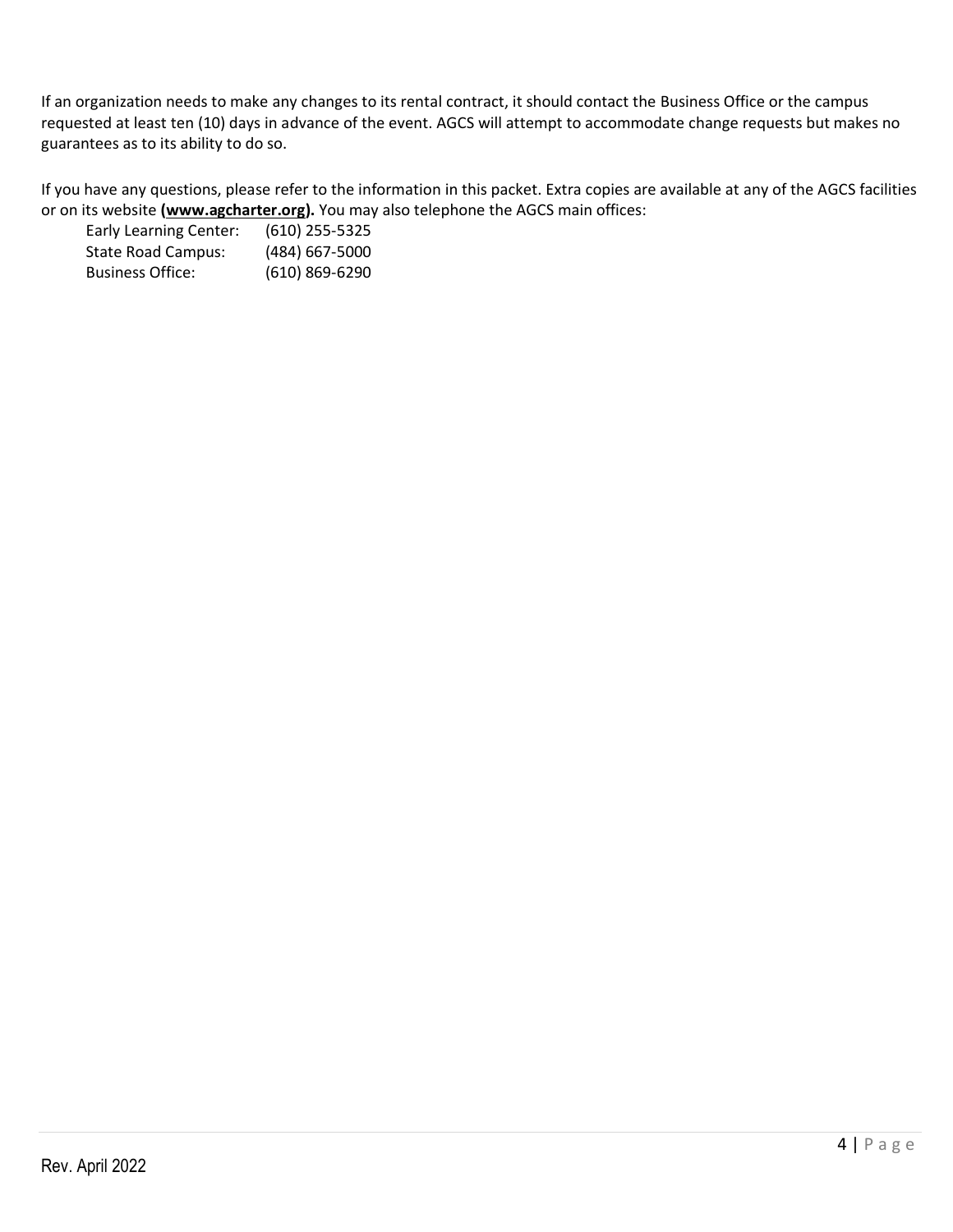If an organization needs to make any changes to its rental contract, it should contact the Business Office or the campus requested at least ten (10) days in advance of the event. AGCS will attempt to accommodate change requests but makes no guarantees as to its ability to do so.

If you have any questions, please refer to the information in this packet. Extra copies are available at any of the AGCS facilities or on its website **(www.agcharter.org).** You may also telephone the AGCS main offices:

Early Learning Center: (610) 255-5325
State Road Campus: (484) 667-5000
Business Office: (610) 869-6290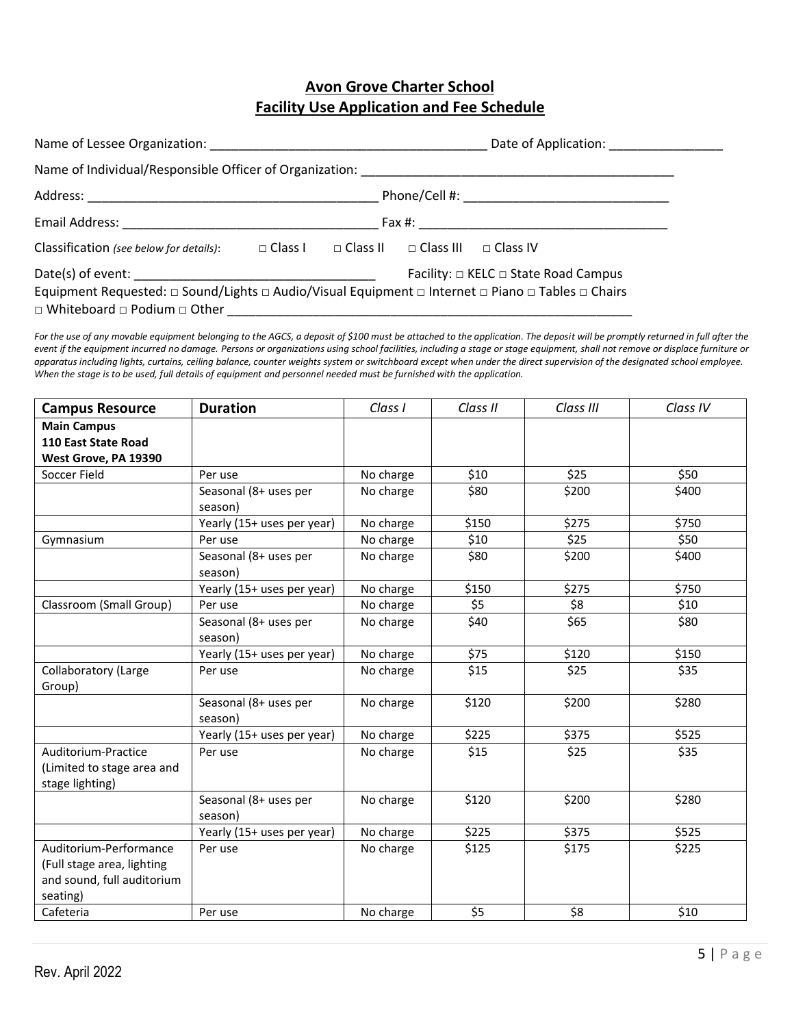# Avon Grove Charter School
## Facility Use Application and Fee Schedule

Name of Lessee Organization: _______________________________________ Date of Application: ________________

Name of Individual/Responsible Officer of Organization: _____________________________________________

Address: _________________________________________ Phone/Cell #: _____________________________

Email Address: ____________________________________ Fax #: ___________________________________

Classification *(see below for details)*: □ Class I □ Class II □ Class III □ Class IV

Date(s) of event: __________________________________ Facility: □ KELC □ State Road Campus

Equipment Requested: □ Sound/Lights □ Audio/Visual Equipment □ Internet □ Piano □ Tables □ Chairs
□ Whiteboard □ Podium □ Other ____________________________________________________________

*For the use of any movable equipment belonging to the AGCS, a deposit of $100 must be attached to the application. The deposit will be promptly returned in full after the event if the equipment incurred no damage. Persons or organizations using school facilities, including a stage or stage equipment, shall not remove or displace furniture or apparatus including lights, curtains, ceiling balance, counter weights system or switchboard except when under the direct supervision of the designated school employee. When the stage is to be used, full details of equipment and personnel needed must be furnished with the application.*

| Campus Resource | Duration | *Class I* | *Class II* | *Class III* | *Class IV* |
|---|---|---|---|---|---|
| **Main Campus 110 East State Road West Grove, PA 19390** | | | | | |
| Soccer Field | Per use | No charge | $10 | $25 | $50 |
| | Seasonal (8+ uses per season) | No charge | $80 | $200 | $400 |
| | Yearly (15+ uses per year) | No charge | $150 | $275 | $750 |
| Gymnasium | Per use | No charge | $10 | $25 | $50 |
| | Seasonal (8+ uses per season) | No charge | $80 | $200 | $400 |
| | Yearly (15+ uses per year) | No charge | $150 | $275 | $750 |
| Classroom (Small Group) | Per use | No charge | $5 | $8 | $10 |
| | Seasonal (8+ uses per season) | No charge | $40 | $65 | $80 |
| | Yearly (15+ uses per year) | No charge | $75 | $120 | $150 |
| Collaboratory (Large Group) | Per use | No charge | $15 | $25 | $35 |
| | Seasonal (8+ uses per season) | No charge | $120 | $200 | $280 |
| | Yearly (15+ uses per year) | No charge | $225 | $375 | $525 |
| Auditorium-Practice (Limited to stage area and stage lighting) | Per use | No charge | $15 | $25 | $35 |
| | Seasonal (8+ uses per season) | No charge | $120 | $200 | $280 |
| | Yearly (15+ uses per year) | No charge | $225 | $375 | $525 |
| Auditorium-Performance (Full stage area, lighting and sound, full auditorium seating) | Per use | No charge | $125 | $175 | $225 |
| Cafeteria | Per use | No charge | $5 | $8 | $10 |

Rev. April 2022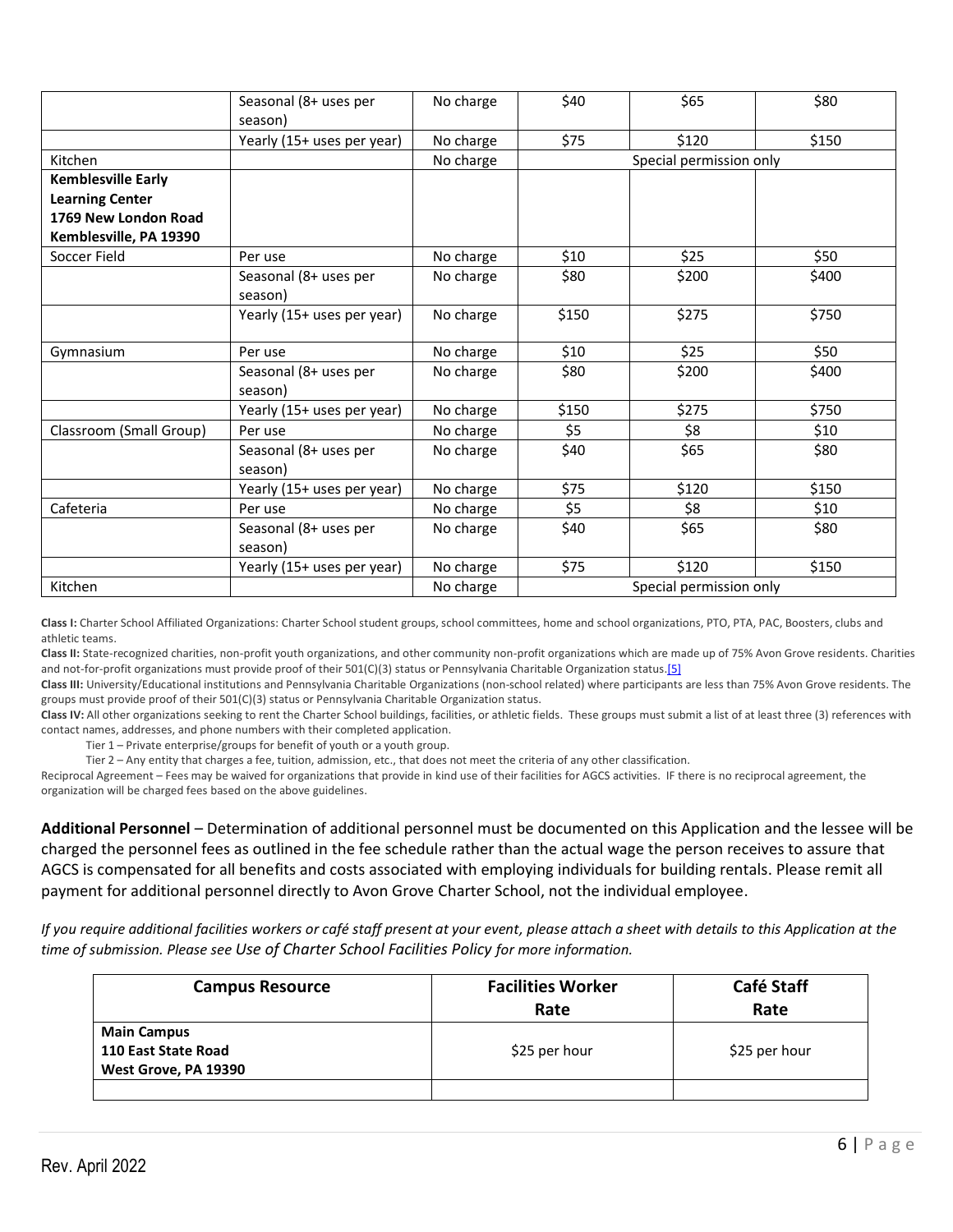| | | | | | |
|---|---|---|---|---|---|
| | Seasonal (8+ uses per season) | No charge | $40 | $65 | $80 |
| | Yearly (15+ uses per year) | No charge | $75 | $120 | $150 |
| Kitchen | | No charge | Special permission only | | |
| **Kemblesville Early Learning Center 1769 New London Road Kemblesville, PA 19390** | | | | | |
| Soccer Field | Per use | No charge | $10 | $25 | $50 |
| | Seasonal (8+ uses per season) | No charge | $80 | $200 | $400 |
| | Yearly (15+ uses per year) | No charge | $150 | $275 | $750 |
| Gymnasium | Per use | No charge | $10 | $25 | $50 |
| | Seasonal (8+ uses per season) | No charge | $80 | $200 | $400 |
| | Yearly (15+ uses per year) | No charge | $150 | $275 | $750 |
| Classroom (Small Group) | Per use | No charge | $5 | $8 | $10 |
| | Seasonal (8+ uses per season) | No charge | $40 | $65 | $80 |
| | Yearly (15+ uses per year) | No charge | $75 | $120 | $150 |
| Cafeteria | Per use | No charge | $5 | $8 | $10 |
| | Seasonal (8+ uses per season) | No charge | $40 | $65 | $80 |
| | Yearly (15+ uses per year) | No charge | $75 | $120 | $150 |
| Kitchen | | No charge | Special permission only | | |

**Class I:** Charter School Affiliated Organizations: Charter School student groups, school committees, home and school organizations, PTO, PTA, PAC, Boosters, clubs and athletic teams.

**Class II:** State-recognized charities, non-profit youth organizations, and other community non-profit organizations which are made up of 75% Avon Grove residents. Charities and not-for-profit organizations must provide proof of their 501(C)(3) status or Pennsylvania Charitable Organization status.[5]

**Class III:** University/Educational institutions and Pennsylvania Charitable Organizations (non-school related) where participants are less than 75% Avon Grove residents. The groups must provide proof of their 501(C)(3) status or Pennsylvania Charitable Organization status.

**Class IV:** All other organizations seeking to rent the Charter School buildings, facilities, or athletic fields. These groups must submit a list of at least three (3) references with contact names, addresses, and phone numbers with their completed application.

Tier 1 – Private enterprise/groups for benefit of youth or a youth group.

Tier 2 – Any entity that charges a fee, tuition, admission, etc., that does not meet the criteria of any other classification.

Reciprocal Agreement – Fees may be waived for organizations that provide in kind use of their facilities for AGCS activities. IF there is no reciprocal agreement, the organization will be charged fees based on the above guidelines.

**Additional Personnel** – Determination of additional personnel must be documented on this Application and the lessee will be charged the personnel fees as outlined in the fee schedule rather than the actual wage the person receives to assure that AGCS is compensated for all benefits and costs associated with employing individuals for building rentals. Please remit all payment for additional personnel directly to Avon Grove Charter School, not the individual employee.

*If you require additional facilities workers or café staff present at your event, please attach a sheet with details to this Application at the time of submission. Please see Use of Charter School Facilities Policy for more information.*

| Campus Resource | Facilities Worker Rate | Café Staff Rate |
|---|---|---|
| **Main Campus 110 East State Road West Grove, PA 19390** | $25 per hour | $25 per hour |
| | | |

Rev. April 2022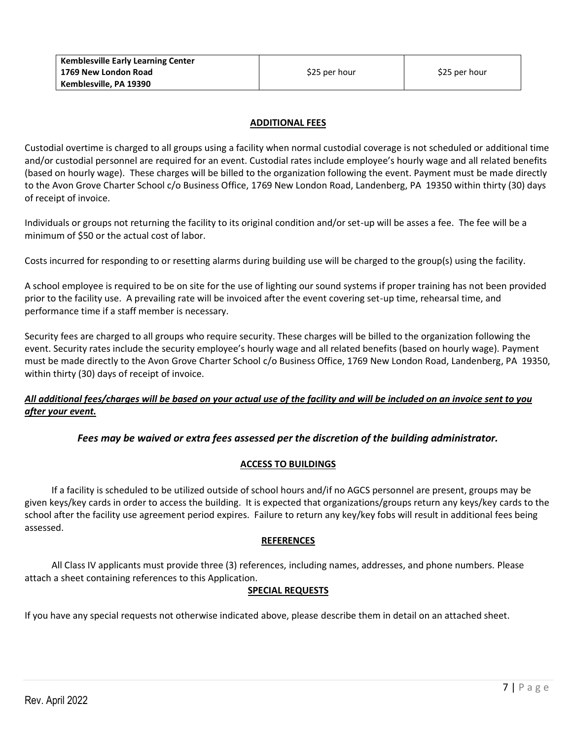| **Kemblesville Early Learning Center 1769 New London Road Kemblesville, PA 19390** | \$25 per hour | \$25 per hour |
|---|---|---|

## ADDITIONAL FEES

Custodial overtime is charged to all groups using a facility when normal custodial coverage is not scheduled or additional time and/or custodial personnel are required for an event. Custodial rates include employee's hourly wage and all related benefits (based on hourly wage). These charges will be billed to the organization following the event. Payment must be made directly to the Avon Grove Charter School c/o Business Office, 1769 New London Road, Landenberg, PA 19350 within thirty (30) days of receipt of invoice.

Individuals or groups not returning the facility to its original condition and/or set-up will be asses a fee. The fee will be a minimum of \$50 or the actual cost of labor.

Costs incurred for responding to or resetting alarms during building use will be charged to the group(s) using the facility.

A school employee is required to be on site for the use of lighting our sound systems if proper training has not been provided prior to the facility use. A prevailing rate will be invoiced after the event covering set-up time, rehearsal time, and performance time if a staff member is necessary.

Security fees are charged to all groups who require security. These charges will be billed to the organization following the event. Security rates include the security employee's hourly wage and all related benefits (based on hourly wage). Payment must be made directly to the Avon Grove Charter School c/o Business Office, 1769 New London Road, Landenberg, PA 19350, within thirty (30) days of receipt of invoice.

***All additional fees/charges will be based on your actual use of the facility and will be included on an invoice sent to you after your event.***

***Fees may be waived or extra fees assessed per the discretion of the building administrator.***

## ACCESS TO BUILDINGS

If a facility is scheduled to be utilized outside of school hours and/if no AGCS personnel are present, groups may be given keys/key cards in order to access the building. It is expected that organizations/groups return any keys/key cards to the school after the facility use agreement period expires. Failure to return any key/key fobs will result in additional fees being assessed.

## REFERENCES

All Class IV applicants must provide three (3) references, including names, addresses, and phone numbers. Please attach a sheet containing references to this Application.

## SPECIAL REQUESTS

If you have any special requests not otherwise indicated above, please describe them in detail on an attached sheet.

Rev. April 2022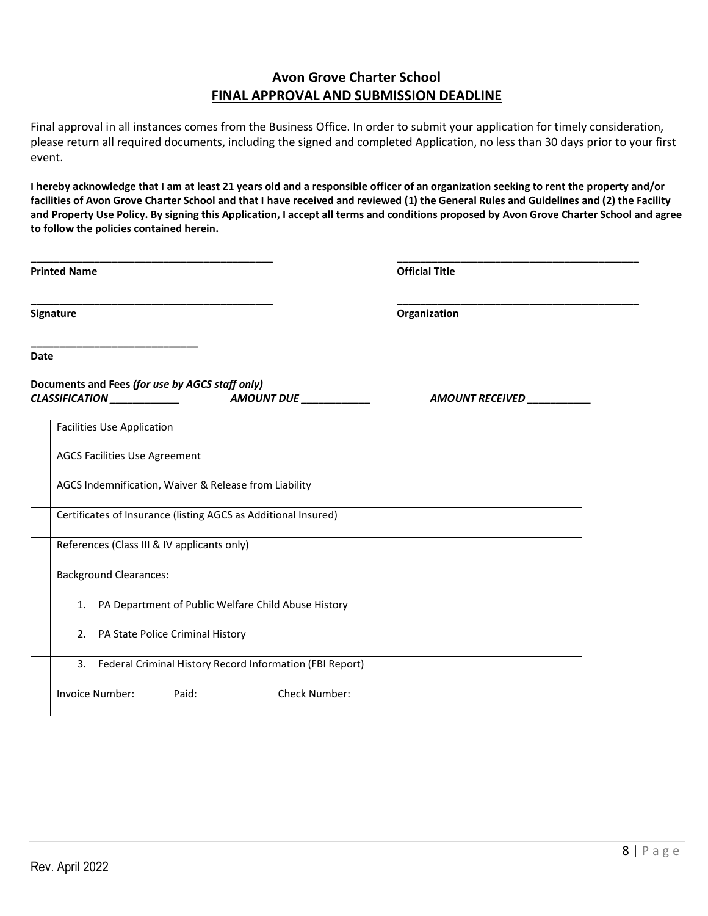## Avon Grove Charter School
## FINAL APPROVAL AND SUBMISSION DEADLINE

Final approval in all instances comes from the Business Office. In order to submit your application for timely consideration, please return all required documents, including the signed and completed Application, no less than 30 days prior to your first event.

**I hereby acknowledge that I am at least 21 years old and a responsible officer of an organization seeking to rent the property and/or facilities of Avon Grove Charter School and that I have received and reviewed (1) the General Rules and Guidelines and (2) the Facility and Property Use Policy. By signing this Application, I accept all terms and conditions proposed by Avon Grove Charter School and agree to follow the policies contained herein.**

\_\_\_\_\_\_\_\_\_\_\_\_\_\_\_\_\_\_\_\_\_\_\_\_\_\_\_\_\_\_\_\_\_\_\_\_\_\_\_\_\_\_
**Printed Name**

\_\_\_\_\_\_\_\_\_\_\_\_\_\_\_\_\_\_\_\_\_\_\_\_\_\_\_\_\_\_\_\_\_\_\_\_\_\_\_\_\_\_
**Official Title**

\_\_\_\_\_\_\_\_\_\_\_\_\_\_\_\_\_\_\_\_\_\_\_\_\_\_\_\_\_\_\_\_\_\_\_\_\_\_\_\_\_\_
**Signature**

\_\_\_\_\_\_\_\_\_\_\_\_\_\_\_\_\_\_\_\_\_\_\_\_\_\_\_\_\_\_\_\_\_\_\_\_\_\_\_\_\_\_
**Organization**

\_\_\_\_\_\_\_\_\_\_\_\_\_\_\_\_\_\_\_\_\_\_\_\_\_\_\_\_\_\_
**Date**

**Documents and Fees** ***(for use by AGCS staff only)***
***CLASSIFICATION \_\_\_\_\_\_\_\_\_\_\_\_*** ***AMOUNT DUE \_\_\_\_\_\_\_\_\_\_\_\_*** ***AMOUNT RECEIVED \_\_\_\_\_\_\_\_\_\_\_\_***

| | |
|---|---|
| | Facilities Use Application |
| | AGCS Facilities Use Agreement |
| | AGCS Indemnification, Waiver & Release from Liability |
| | Certificates of Insurance (listing AGCS as Additional Insured) |
| | References (Class III & IV applicants only) |
| | Background Clearances: |
| | 1. PA Department of Public Welfare Child Abuse History |
| | 2. PA State Police Criminal History |
| | 3. Federal Criminal History Record Information (FBI Report) |
| | Invoice Number: Paid: Check Number: |

Rev. April 2022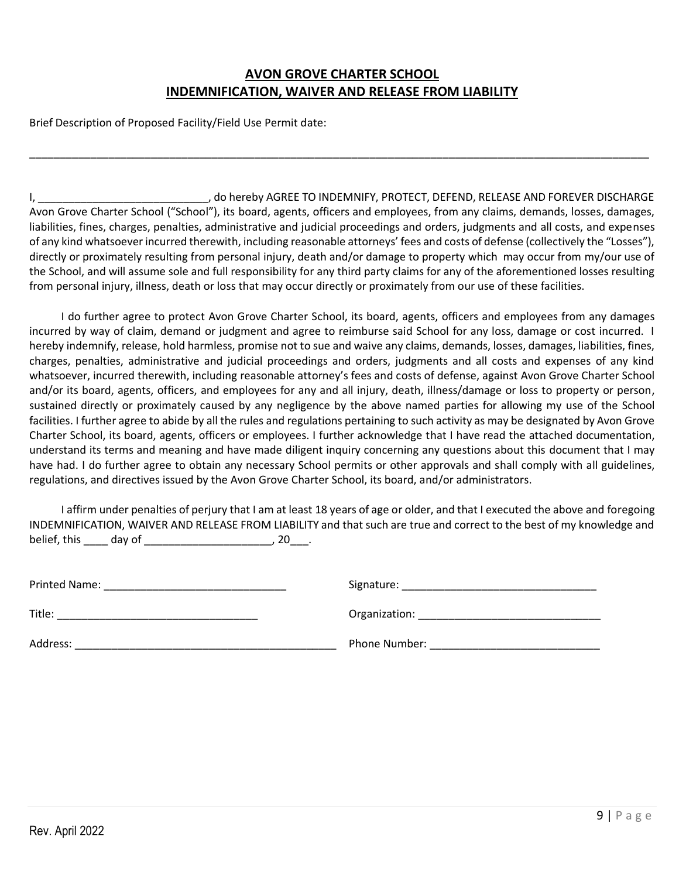## AVON GROVE CHARTER SCHOOL
## INDEMNIFICATION, WAIVER AND RELEASE FROM LIABILITY

Brief Description of Proposed Facility/Field Use Permit date:

_____________________________________________________________________________________________________

I, ____________________________, do hereby AGREE TO INDEMNIFY, PROTECT, DEFEND, RELEASE AND FOREVER DISCHARGE Avon Grove Charter School ("School"), its board, agents, officers and employees, from any claims, demands, losses, damages, liabilities, fines, charges, penalties, administrative and judicial proceedings and orders, judgments and all costs, and expenses of any kind whatsoever incurred therewith, including reasonable attorneys' fees and costs of defense (collectively the "Losses"), directly or proximately resulting from personal injury, death and/or damage to property which may occur from my/our use of the School, and will assume sole and full responsibility for any third party claims for any of the aforementioned losses resulting from personal injury, illness, death or loss that may occur directly or proximately from our use of these facilities.

I do further agree to protect Avon Grove Charter School, its board, agents, officers and employees from any damages incurred by way of claim, demand or judgment and agree to reimburse said School for any loss, damage or cost incurred. I hereby indemnify, release, hold harmless, promise not to sue and waive any claims, demands, losses, damages, liabilities, fines, charges, penalties, administrative and judicial proceedings and orders, judgments and all costs and expenses of any kind whatsoever, incurred therewith, including reasonable attorney's fees and costs of defense, against Avon Grove Charter School and/or its board, agents, officers, and employees for any and all injury, death, illness/damage or loss to property or person, sustained directly or proximately caused by any negligence by the above named parties for allowing my use of the School facilities. I further agree to abide by all the rules and regulations pertaining to such activity as may be designated by Avon Grove Charter School, its board, agents, officers or employees. I further acknowledge that I have read the attached documentation, understand its terms and meaning and have made diligent inquiry concerning any questions about this document that I may have had. I do further agree to obtain any necessary School permits or other approvals and shall comply with all guidelines, regulations, and directives issued by the Avon Grove Charter School, its board, and/or administrators.

I affirm under penalties of perjury that I am at least 18 years of age or older, and that I executed the above and foregoing INDEMNIFICATION, WAIVER AND RELEASE FROM LIABILITY and that such are true and correct to the best of my knowledge and belief, this ____ day of _____________________, 20___.

Printed Name: ______________________________ Signature: ________________________________

Title: _________________________________ Organization: ______________________________

Address: ___________________________________________ Phone Number: ___________________________

Rev. April 2022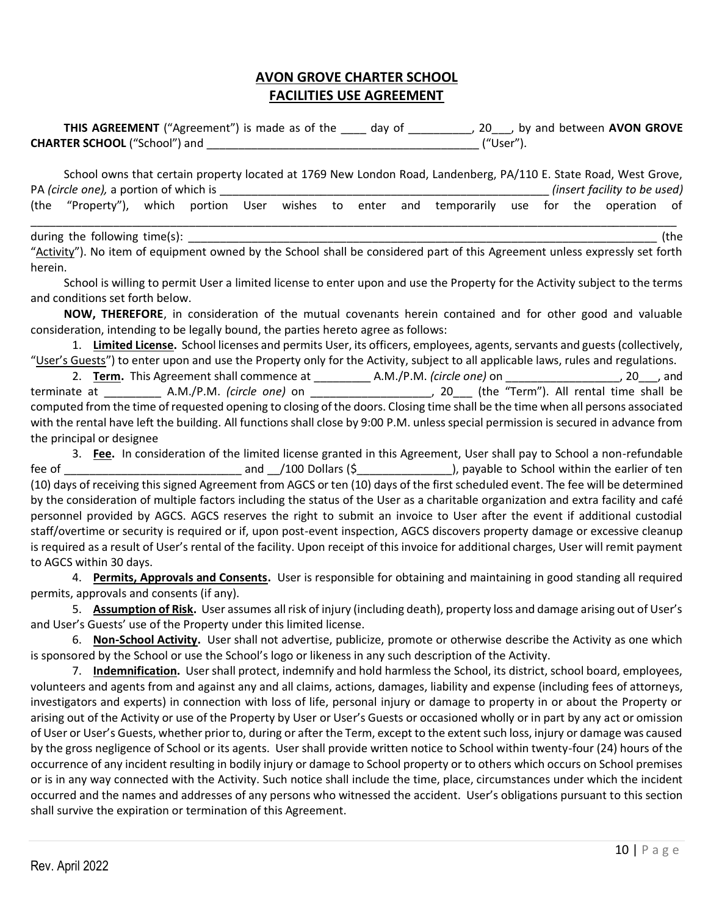# AVON GROVE CHARTER SCHOOL
# FACILITIES USE AGREEMENT

**THIS AGREEMENT** ("Agreement") is made as of the ____ day of __________, 20___, by and between **AVON GROVE CHARTER SCHOOL** ("School") and ____________________________________________ ("User").

School owns that certain property located at 1769 New London Road, Landenberg, PA/110 E. State Road, West Grove, PA *(circle one),* a portion of which is _______________________________________________________ *(insert facility to be used)* (the "Property"), which portion User wishes to enter and temporarily use for the operation of ____________________________________________________________________________________________________ during the following time(s): ________________________________________________________________________ (the "Activity"). No item of equipment owned by the School shall be considered part of this Agreement unless expressly set forth herein.

School is willing to permit User a limited license to enter upon and use the Property for the Activity subject to the terms and conditions set forth below.

**NOW, THEREFORE**, in consideration of the mutual covenants herein contained and for other good and valuable consideration, intending to be legally bound, the parties hereto agree as follows:

1. **Limited License.** School licenses and permits User, its officers, employees, agents, servants and guests (collectively, "User's Guests") to enter upon and use the Property only for the Activity, subject to all applicable laws, rules and regulations.

2. **Term.** This Agreement shall commence at _________ A.M./P.M. *(circle one)* on _________________, 20___, and terminate at _________ A.M./P.M. *(circle one)* on __________________, 20___ (the "Term"). All rental time shall be computed from the time of requested opening to closing of the doors. Closing time shall be the time when all persons associated with the rental have left the building. All functions shall close by 9:00 P.M. unless special permission is secured in advance from the principal or designee

3. **Fee.** In consideration of the limited license granted in this Agreement, User shall pay to School a non-refundable fee of ___________________________ and __/100 Dollars ($_______________), payable to School within the earlier of ten (10) days of receiving this signed Agreement from AGCS or ten (10) days of the first scheduled event. The fee will be determined by the consideration of multiple factors including the status of the User as a charitable organization and extra facility and café personnel provided by AGCS. AGCS reserves the right to submit an invoice to User after the event if additional custodial staff/overtime or security is required or if, upon post-event inspection, AGCS discovers property damage or excessive cleanup is required as a result of User's rental of the facility. Upon receipt of this invoice for additional charges, User will remit payment to AGCS within 30 days.

4. **Permits, Approvals and Consents.** User is responsible for obtaining and maintaining in good standing all required permits, approvals and consents (if any).

5. **Assumption of Risk.** User assumes all risk of injury (including death), property loss and damage arising out of User's and User's Guests' use of the Property under this limited license.

6. **Non-School Activity.** User shall not advertise, publicize, promote or otherwise describe the Activity as one which is sponsored by the School or use the School's logo or likeness in any such description of the Activity.

7. **Indemnification.** User shall protect, indemnify and hold harmless the School, its district, school board, employees, volunteers and agents from and against any and all claims, actions, damages, liability and expense (including fees of attorneys, investigators and experts) in connection with loss of life, personal injury or damage to property in or about the Property or arising out of the Activity or use of the Property by User or User's Guests or occasioned wholly or in part by any act or omission of User or User's Guests, whether prior to, during or after the Term, except to the extent such loss, injury or damage was caused by the gross negligence of School or its agents. User shall provide written notice to School within twenty-four (24) hours of the occurrence of any incident resulting in bodily injury or damage to School property or to others which occurs on School premises or is in any way connected with the Activity. Such notice shall include the time, place, circumstances under which the incident occurred and the names and addresses of any persons who witnessed the accident. User's obligations pursuant to this section shall survive the expiration or termination of this Agreement.

Rev. April 2022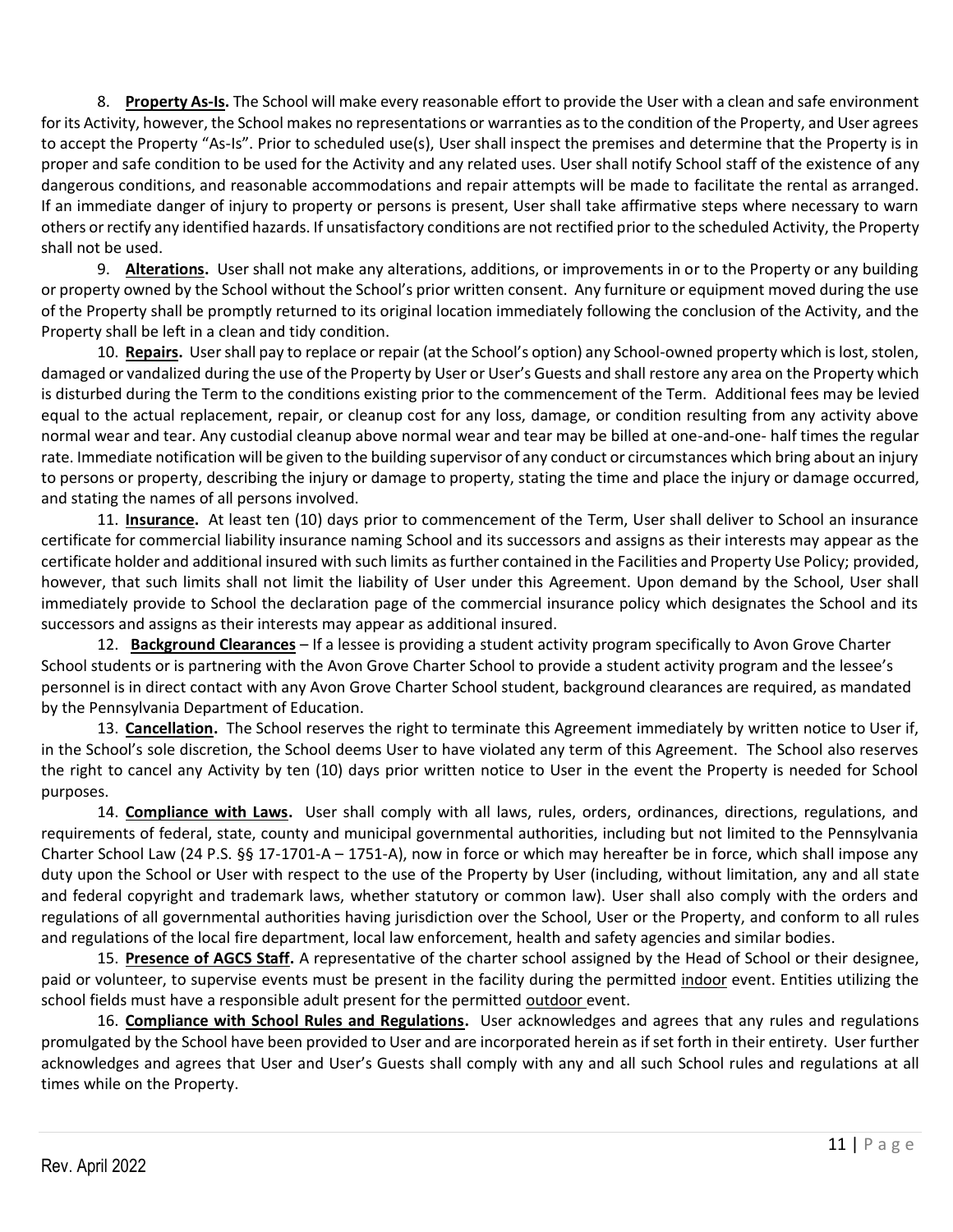8. **Property As-Is.** The School will make every reasonable effort to provide the User with a clean and safe environment for its Activity, however, the School makes no representations or warranties as to the condition of the Property, and User agrees to accept the Property "As-Is". Prior to scheduled use(s), User shall inspect the premises and determine that the Property is in proper and safe condition to be used for the Activity and any related uses. User shall notify School staff of the existence of any dangerous conditions, and reasonable accommodations and repair attempts will be made to facilitate the rental as arranged. If an immediate danger of injury to property or persons is present, User shall take affirmative steps where necessary to warn others or rectify any identified hazards. If unsatisfactory conditions are not rectified prior to the scheduled Activity, the Property shall not be used.

9. **Alterations.** User shall not make any alterations, additions, or improvements in or to the Property or any building or property owned by the School without the School's prior written consent. Any furniture or equipment moved during the use of the Property shall be promptly returned to its original location immediately following the conclusion of the Activity, and the Property shall be left in a clean and tidy condition.

10. **Repairs.** User shall pay to replace or repair (at the School's option) any School-owned property which is lost, stolen, damaged or vandalized during the use of the Property by User or User's Guests and shall restore any area on the Property which is disturbed during the Term to the conditions existing prior to the commencement of the Term. Additional fees may be levied equal to the actual replacement, repair, or cleanup cost for any loss, damage, or condition resulting from any activity above normal wear and tear. Any custodial cleanup above normal wear and tear may be billed at one-and-one- half times the regular rate. Immediate notification will be given to the building supervisor of any conduct or circumstances which bring about an injury to persons or property, describing the injury or damage to property, stating the time and place the injury or damage occurred, and stating the names of all persons involved.

11. **Insurance.** At least ten (10) days prior to commencement of the Term, User shall deliver to School an insurance certificate for commercial liability insurance naming School and its successors and assigns as their interests may appear as the certificate holder and additional insured with such limits as further contained in the Facilities and Property Use Policy; provided, however, that such limits shall not limit the liability of User under this Agreement. Upon demand by the School, User shall immediately provide to School the declaration page of the commercial insurance policy which designates the School and its successors and assigns as their interests may appear as additional insured.

12. **Background Clearances** – If a lessee is providing a student activity program specifically to Avon Grove Charter School students or is partnering with the Avon Grove Charter School to provide a student activity program and the lessee's personnel is in direct contact with any Avon Grove Charter School student, background clearances are required, as mandated by the Pennsylvania Department of Education.

13. **Cancellation.** The School reserves the right to terminate this Agreement immediately by written notice to User if, in the School's sole discretion, the School deems User to have violated any term of this Agreement. The School also reserves the right to cancel any Activity by ten (10) days prior written notice to User in the event the Property is needed for School purposes.

14. **Compliance with Laws.** User shall comply with all laws, rules, orders, ordinances, directions, regulations, and requirements of federal, state, county and municipal governmental authorities, including but not limited to the Pennsylvania Charter School Law (24 P.S. §§ 17-1701-A – 1751-A), now in force or which may hereafter be in force, which shall impose any duty upon the School or User with respect to the use of the Property by User (including, without limitation, any and all state and federal copyright and trademark laws, whether statutory or common law). User shall also comply with the orders and regulations of all governmental authorities having jurisdiction over the School, User or the Property, and conform to all rules and regulations of the local fire department, local law enforcement, health and safety agencies and similar bodies.

15. **Presence of AGCS Staff.** A representative of the charter school assigned by the Head of School or their designee, paid or volunteer, to supervise events must be present in the facility during the permitted indoor event. Entities utilizing the school fields must have a responsible adult present for the permitted outdoor event.

16. **Compliance with School Rules and Regulations.** User acknowledges and agrees that any rules and regulations promulgated by the School have been provided to User and are incorporated herein as if set forth in their entirety. User further acknowledges and agrees that User and User's Guests shall comply with any and all such School rules and regulations at all times while on the Property.

Rev. April 2022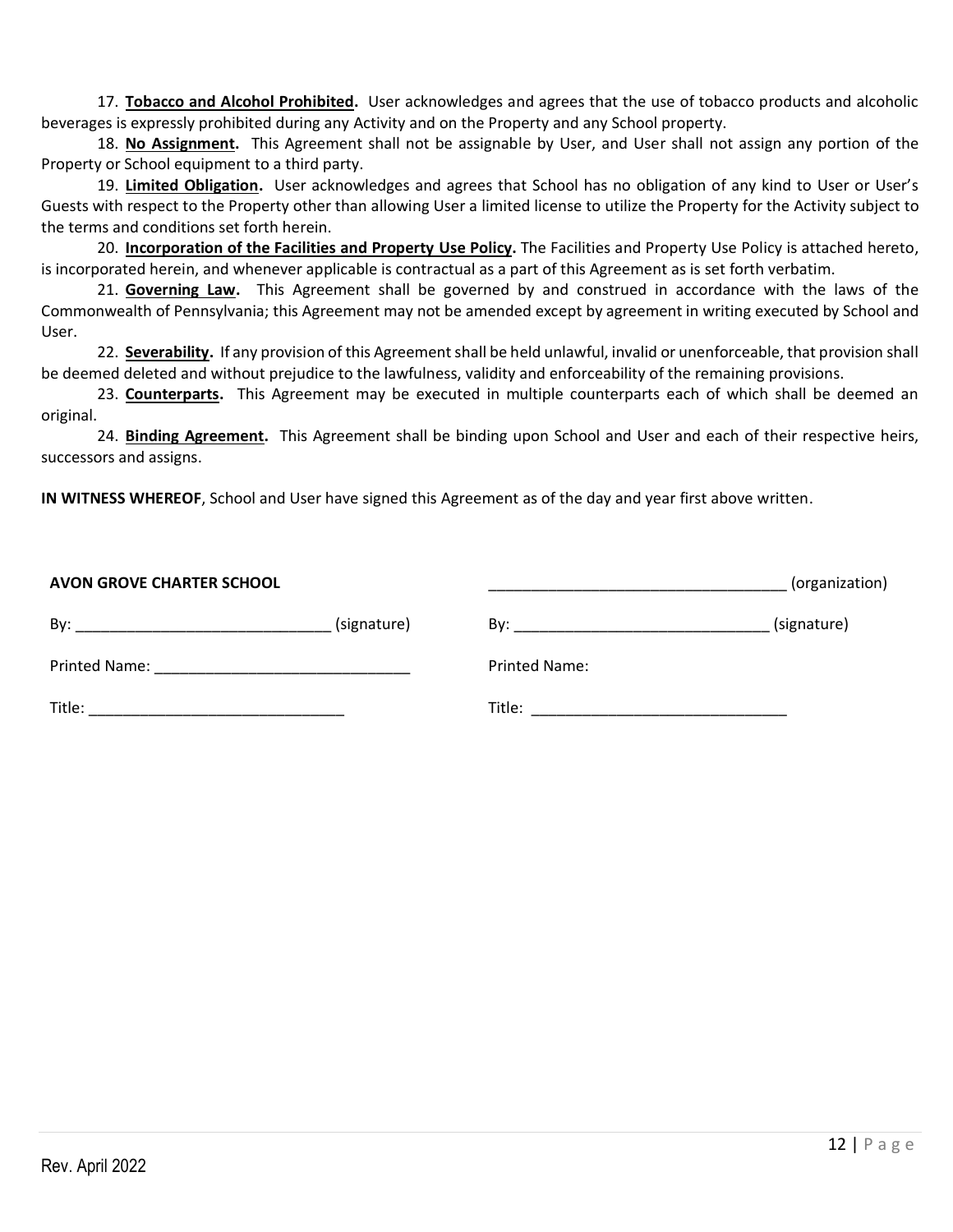17. **Tobacco and Alcohol Prohibited.** User acknowledges and agrees that the use of tobacco products and alcoholic beverages is expressly prohibited during any Activity and on the Property and any School property.

18. **No Assignment.** This Agreement shall not be assignable by User, and User shall not assign any portion of the Property or School equipment to a third party.

19. **Limited Obligation.** User acknowledges and agrees that School has no obligation of any kind to User or User's Guests with respect to the Property other than allowing User a limited license to utilize the Property for the Activity subject to the terms and conditions set forth herein.

20. **Incorporation of the Facilities and Property Use Policy.** The Facilities and Property Use Policy is attached hereto, is incorporated herein, and whenever applicable is contractual as a part of this Agreement as is set forth verbatim.

21. **Governing Law.** This Agreement shall be governed by and construed in accordance with the laws of the Commonwealth of Pennsylvania; this Agreement may not be amended except by agreement in writing executed by School and User.

22. **Severability.** If any provision of this Agreement shall be held unlawful, invalid or unenforceable, that provision shall be deemed deleted and without prejudice to the lawfulness, validity and enforceability of the remaining provisions.

23. **Counterparts.** This Agreement may be executed in multiple counterparts each of which shall be deemed an original.

24. **Binding Agreement.** This Agreement shall be binding upon School and User and each of their respective heirs, successors and assigns.

**IN WITNESS WHEREOF**, School and User have signed this Agreement as of the day and year first above written.

**AVON GROVE CHARTER SCHOOL**

By: ______________________________ (signature)

Printed Name: ______________________________

Title: ______________________________

____________________________________ (organization)

By: ______________________________ (signature)

Printed Name:

Title: ______________________________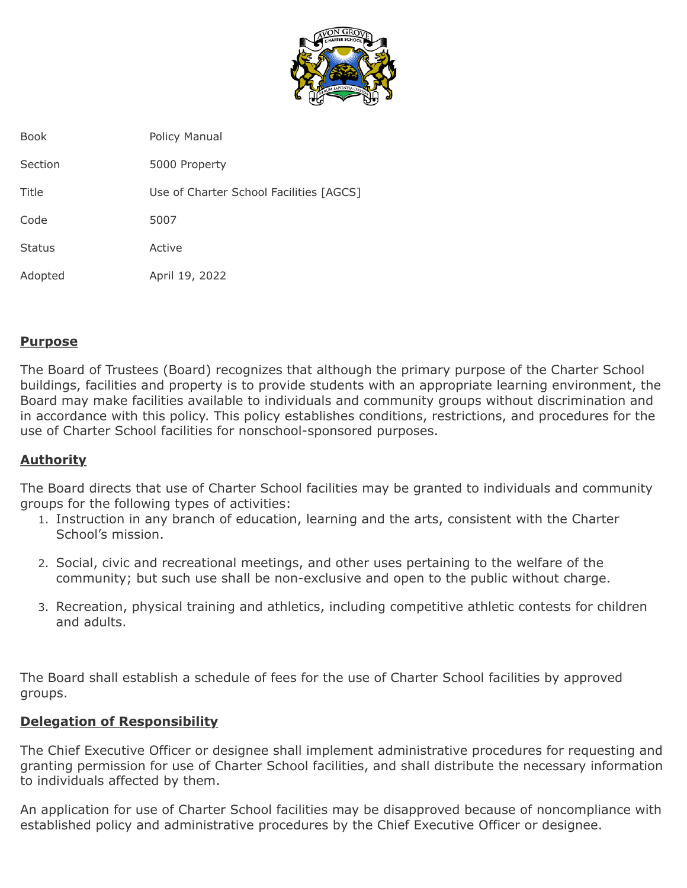| | |
|---|---|
| Book | Policy Manual |
| Section | 5000 Property |
| Title | Use of Charter School Facilities [AGCS] |
| Code | 5007 |
| Status | Active |
| Adopted | April 19, 2022 |

## Purpose

The Board of Trustees (Board) recognizes that although the primary purpose of the Charter School buildings, facilities and property is to provide students with an appropriate learning environment, the Board may make facilities available to individuals and community groups without discrimination and in accordance with this policy. This policy establishes conditions, restrictions, and procedures for the use of Charter School facilities for nonschool-sponsored purposes.

## Authority

The Board directs that use of Charter School facilities may be granted to individuals and community groups for the following types of activities:

1. Instruction in any branch of education, learning and the arts, consistent with the Charter School's mission.
2. Social, civic and recreational meetings, and other uses pertaining to the welfare of the community; but such use shall be non-exclusive and open to the public without charge.
3. Recreation, physical training and athletics, including competitive athletic contests for children and adults.

The Board shall establish a schedule of fees for the use of Charter School facilities by approved groups.

## Delegation of Responsibility

The Chief Executive Officer or designee shall implement administrative procedures for requesting and granting permission for use of Charter School facilities, and shall distribute the necessary information to individuals affected by them.

An application for use of Charter School facilities may be disapproved because of noncompliance with established policy and administrative procedures by the Chief Executive Officer or designee.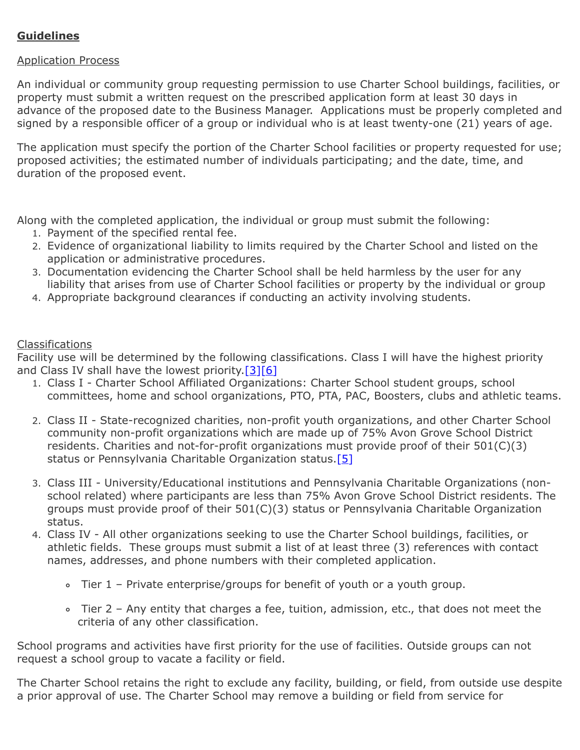**Guidelines**

Application Process

An individual or community group requesting permission to use Charter School buildings, facilities, or property must submit a written request on the prescribed application form at least 30 days in advance of the proposed date to the Business Manager. Applications must be properly completed and signed by a responsible officer of a group or individual who is at least twenty-one (21) years of age.

The application must specify the portion of the Charter School facilities or property requested for use; proposed activities; the estimated number of individuals participating; and the date, time, and duration of the proposed event.

Along with the completed application, the individual or group must submit the following:

1. Payment of the specified rental fee.
2. Evidence of organizational liability to limits required by the Charter School and listed on the application or administrative procedures.
3. Documentation evidencing the Charter School shall be held harmless by the user for any liability that arises from use of Charter School facilities or property by the individual or group
4. Appropriate background clearances if conducting an activity involving students.

Classifications

Facility use will be determined by the following classifications. Class I will have the highest priority and Class IV shall have the lowest priority.[3][6]

1. Class I - Charter School Affiliated Organizations: Charter School student groups, school committees, home and school organizations, PTO, PTA, PAC, Boosters, clubs and athletic teams.
2. Class II - State-recognized charities, non-profit youth organizations, and other Charter School community non-profit organizations which are made up of 75% Avon Grove School District residents. Charities and not-for-profit organizations must provide proof of their 501(C)(3) status or Pennsylvania Charitable Organization status.[5]
3. Class III - University/Educational institutions and Pennsylvania Charitable Organizations (non-school related) where participants are less than 75% Avon Grove School District residents. The groups must provide proof of their 501(C)(3) status or Pennsylvania Charitable Organization status.
4. Class IV - All other organizations seeking to use the Charter School buildings, facilities, or athletic fields. These groups must submit a list of at least three (3) references with contact names, addresses, and phone numbers with their completed application.
   - Tier 1 – Private enterprise/groups for benefit of youth or a youth group.
   - Tier 2 – Any entity that charges a fee, tuition, admission, etc., that does not meet the criteria of any other classification.

School programs and activities have first priority for the use of facilities. Outside groups can not request a school group to vacate a facility or field.

The Charter School retains the right to exclude any facility, building, or field, from outside use despite a prior approval of use. The Charter School may remove a building or field from service for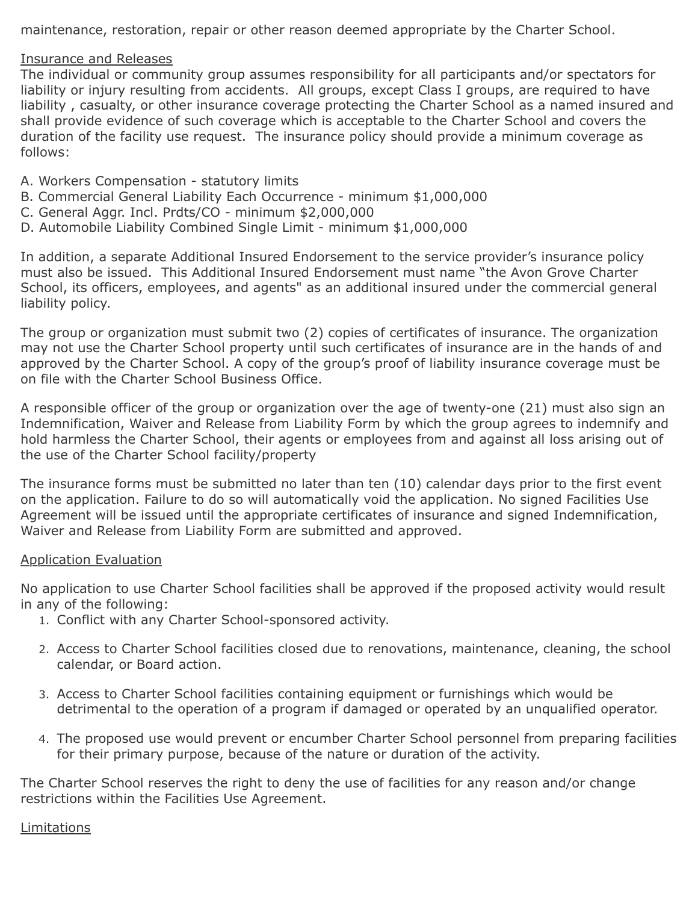maintenance, restoration, repair or other reason deemed appropriate by the Charter School.

Insurance and Releases

The individual or community group assumes responsibility for all participants and/or spectators for liability or injury resulting from accidents. All groups, except Class I groups, are required to have liability , casualty, or other insurance coverage protecting the Charter School as a named insured and shall provide evidence of such coverage which is acceptable to the Charter School and covers the duration of the facility use request. The insurance policy should provide a minimum coverage as follows:

A. Workers Compensation - statutory limits
B. Commercial General Liability Each Occurrence - minimum $1,000,000
C. General Aggr. Incl. Prdts/CO - minimum $2,000,000
D. Automobile Liability Combined Single Limit - minimum $1,000,000

In addition, a separate Additional Insured Endorsement to the service provider's insurance policy must also be issued. This Additional Insured Endorsement must name "the Avon Grove Charter School, its officers, employees, and agents" as an additional insured under the commercial general liability policy.

The group or organization must submit two (2) copies of certificates of insurance. The organization may not use the Charter School property until such certificates of insurance are in the hands of and approved by the Charter School. A copy of the group's proof of liability insurance coverage must be on file with the Charter School Business Office.

A responsible officer of the group or organization over the age of twenty-one (21) must also sign an Indemnification, Waiver and Release from Liability Form by which the group agrees to indemnify and hold harmless the Charter School, their agents or employees from and against all loss arising out of the use of the Charter School facility/property

The insurance forms must be submitted no later than ten (10) calendar days prior to the first event on the application. Failure to do so will automatically void the application. No signed Facilities Use Agreement will be issued until the appropriate certificates of insurance and signed Indemnification, Waiver and Release from Liability Form are submitted and approved.

Application Evaluation

No application to use Charter School facilities shall be approved if the proposed activity would result in any of the following:

1. Conflict with any Charter School-sponsored activity.
2. Access to Charter School facilities closed due to renovations, maintenance, cleaning, the school calendar, or Board action.
3. Access to Charter School facilities containing equipment or furnishings which would be detrimental to the operation of a program if damaged or operated by an unqualified operator.
4. The proposed use would prevent or encumber Charter School personnel from preparing facilities for their primary purpose, because of the nature or duration of the activity.

The Charter School reserves the right to deny the use of facilities for any reason and/or change restrictions within the Facilities Use Agreement.

Limitations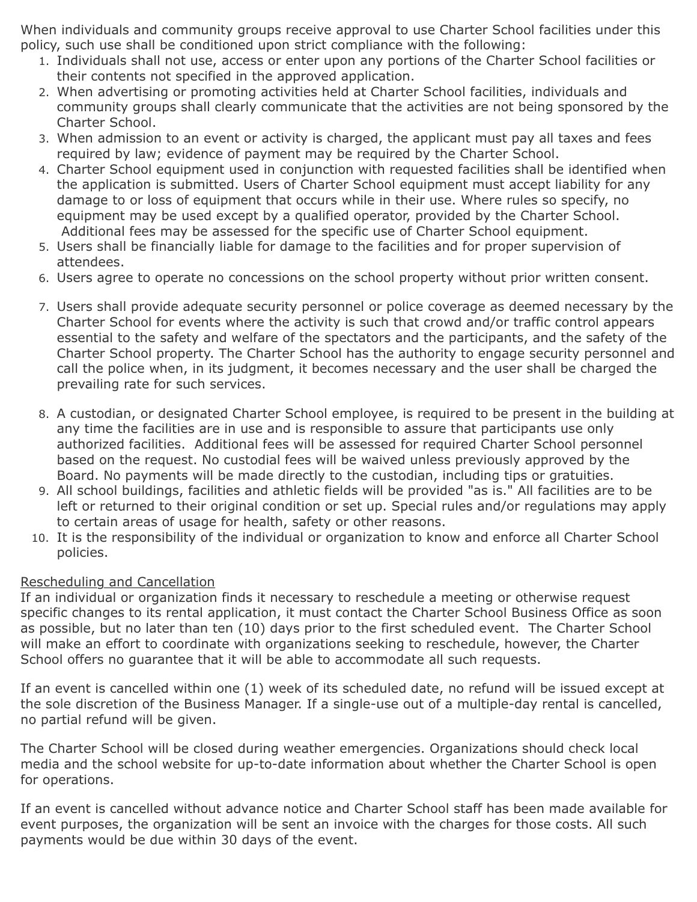When individuals and community groups receive approval to use Charter School facilities under this policy, such use shall be conditioned upon strict compliance with the following:

1. Individuals shall not use, access or enter upon any portions of the Charter School facilities or their contents not specified in the approved application.
2. When advertising or promoting activities held at Charter School facilities, individuals and community groups shall clearly communicate that the activities are not being sponsored by the Charter School.
3. When admission to an event or activity is charged, the applicant must pay all taxes and fees required by law; evidence of payment may be required by the Charter School.
4. Charter School equipment used in conjunction with requested facilities shall be identified when the application is submitted. Users of Charter School equipment must accept liability for any damage to or loss of equipment that occurs while in their use. Where rules so specify, no equipment may be used except by a qualified operator, provided by the Charter School. Additional fees may be assessed for the specific use of Charter School equipment.
5. Users shall be financially liable for damage to the facilities and for proper supervision of attendees.
6. Users agree to operate no concessions on the school property without prior written consent.
7. Users shall provide adequate security personnel or police coverage as deemed necessary by the Charter School for events where the activity is such that crowd and/or traffic control appears essential to the safety and welfare of the spectators and the participants, and the safety of the Charter School property. The Charter School has the authority to engage security personnel and call the police when, in its judgment, it becomes necessary and the user shall be charged the prevailing rate for such services.
8. A custodian, or designated Charter School employee, is required to be present in the building at any time the facilities are in use and is responsible to assure that participants use only authorized facilities. Additional fees will be assessed for required Charter School personnel based on the request. No custodial fees will be waived unless previously approved by the Board. No payments will be made directly to the custodian, including tips or gratuities.
9. All school buildings, facilities and athletic fields will be provided "as is." All facilities are to be left or returned to their original condition or set up. Special rules and/or regulations may apply to certain areas of usage for health, safety or other reasons.
10. It is the responsibility of the individual or organization to know and enforce all Charter School policies.

<u>Rescheduling and Cancellation</u>

If an individual or organization finds it necessary to reschedule a meeting or otherwise request specific changes to its rental application, it must contact the Charter School Business Office as soon as possible, but no later than ten (10) days prior to the first scheduled event. The Charter School will make an effort to coordinate with organizations seeking to reschedule, however, the Charter School offers no guarantee that it will be able to accommodate all such requests.

If an event is cancelled within one (1) week of its scheduled date, no refund will be issued except at the sole discretion of the Business Manager. If a single-use out of a multiple-day rental is cancelled, no partial refund will be given.

The Charter School will be closed during weather emergencies. Organizations should check local media and the school website for up-to-date information about whether the Charter School is open for operations.

If an event is cancelled without advance notice and Charter School staff has been made available for event purposes, the organization will be sent an invoice with the charges for those costs. All such payments would be due within 30 days of the event.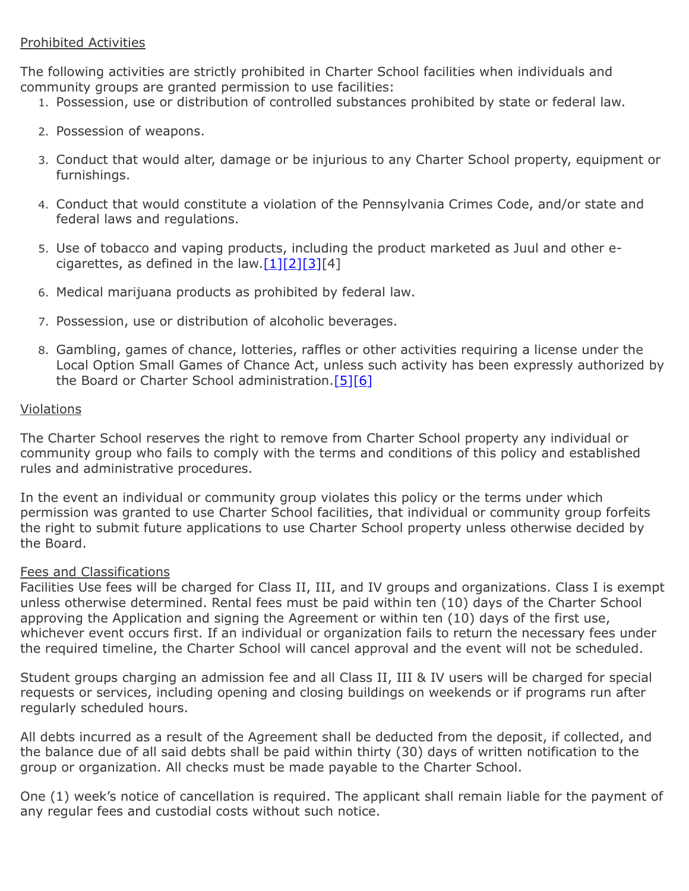Prohibited Activities

The following activities are strictly prohibited in Charter School facilities when individuals and community groups are granted permission to use facilities:

1. Possession, use or distribution of controlled substances prohibited by state or federal law.
2. Possession of weapons.
3. Conduct that would alter, damage or be injurious to any Charter School property, equipment or furnishings.
4. Conduct that would constitute a violation of the Pennsylvania Crimes Code, and/or state and federal laws and regulations.
5. Use of tobacco and vaping products, including the product marketed as Juul and other e-cigarettes, as defined in the law.[1][2][3][4]
6. Medical marijuana products as prohibited by federal law.
7. Possession, use or distribution of alcoholic beverages.
8. Gambling, games of chance, lotteries, raffles or other activities requiring a license under the Local Option Small Games of Chance Act, unless such activity has been expressly authorized by the Board or Charter School administration.[5][6]

Violations

The Charter School reserves the right to remove from Charter School property any individual or community group who fails to comply with the terms and conditions of this policy and established rules and administrative procedures.

In the event an individual or community group violates this policy or the terms under which permission was granted to use Charter School facilities, that individual or community group forfeits the right to submit future applications to use Charter School property unless otherwise decided by the Board.

Fees and Classifications

Facilities Use fees will be charged for Class II, III, and IV groups and organizations. Class I is exempt unless otherwise determined. Rental fees must be paid within ten (10) days of the Charter School approving the Application and signing the Agreement or within ten (10) days of the first use, whichever event occurs first. If an individual or organization fails to return the necessary fees under the required timeline, the Charter School will cancel approval and the event will not be scheduled.

Student groups charging an admission fee and all Class II, III & IV users will be charged for special requests or services, including opening and closing buildings on weekends or if programs run after regularly scheduled hours.

All debts incurred as a result of the Agreement shall be deducted from the deposit, if collected, and the balance due of all said debts shall be paid within thirty (30) days of written notification to the group or organization. All checks must be made payable to the Charter School.

One (1) week's notice of cancellation is required. The applicant shall remain liable for the payment of any regular fees and custodial costs without such notice.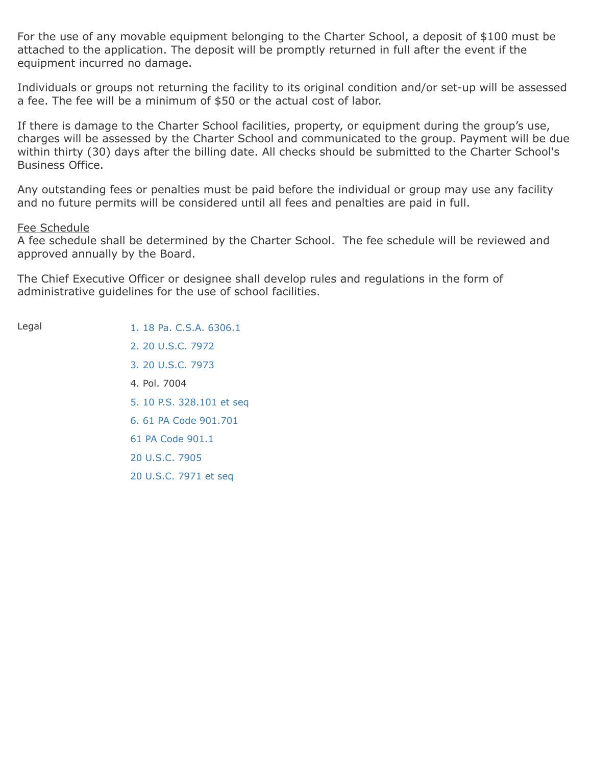For the use of any movable equipment belonging to the Charter School, a deposit of $100 must be attached to the application. The deposit will be promptly returned in full after the event if the equipment incurred no damage.

Individuals or groups not returning the facility to its original condition and/or set-up will be assessed a fee. The fee will be a minimum of $50 or the actual cost of labor.

If there is damage to the Charter School facilities, property, or equipment during the group's use, charges will be assessed by the Charter School and communicated to the group. Payment will be due within thirty (30) days after the billing date. All checks should be submitted to the Charter School's Business Office.

Any outstanding fees or penalties must be paid before the individual or group may use any facility and no future permits will be considered until all fees and penalties are paid in full.

Fee Schedule

A fee schedule shall be determined by the Charter School. The fee schedule will be reviewed and approved annually by the Board.

The Chief Executive Officer or designee shall develop rules and regulations in the form of administrative guidelines for the use of school facilities.

Legal

1. 18 Pa. C.S.A. 6306.1

2. 20 U.S.C. 7972

3. 20 U.S.C. 7973

4. Pol. 7004

5. 10 P.S. 328.101 et seq

6. 61 PA Code 901.701

61 PA Code 901.1

20 U.S.C. 7905

20 U.S.C. 7971 et seq